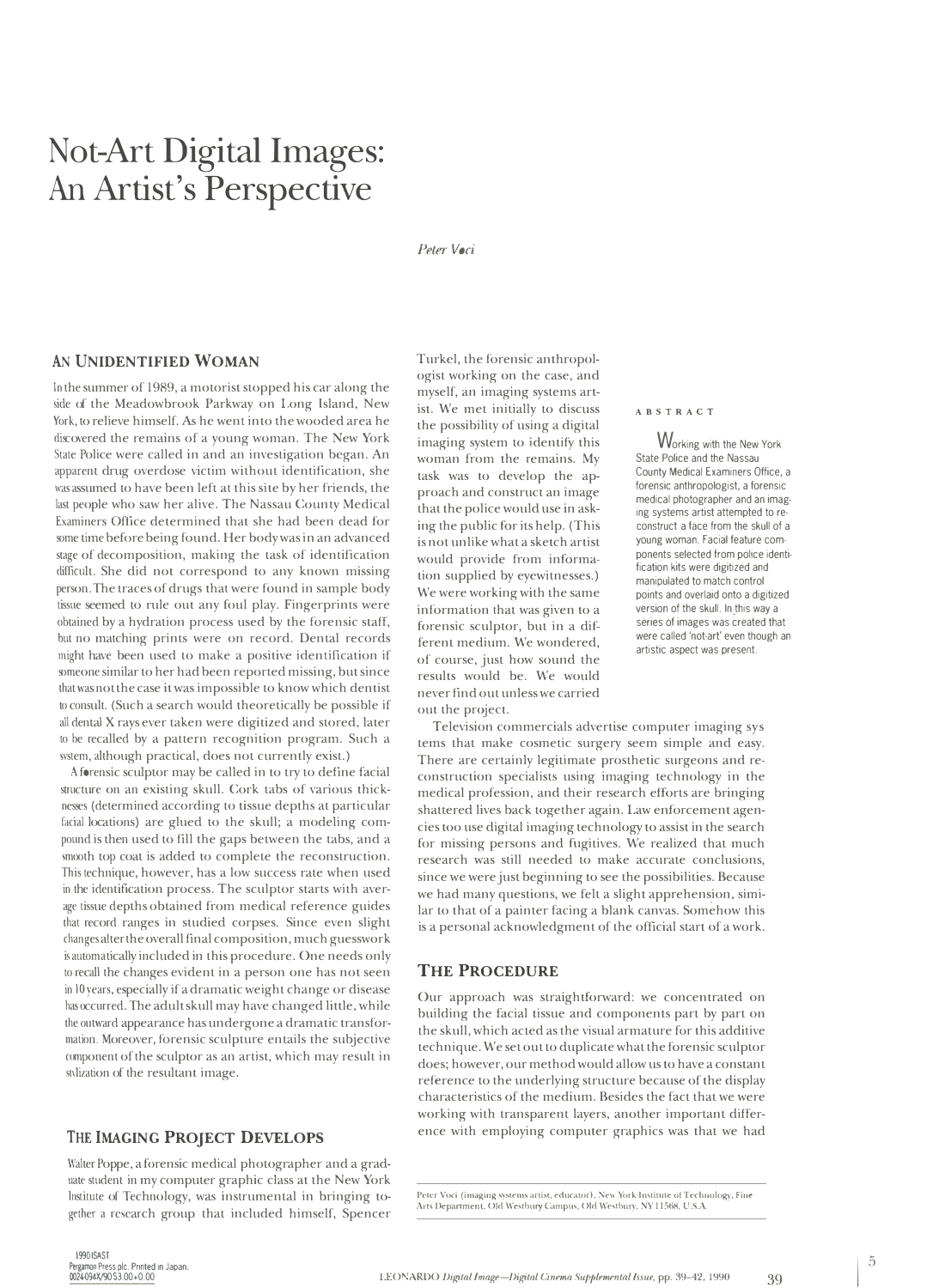# Not-Art Digital Images: An Artist's Perspective

*Peter Voci*

**ABSTRACT**

Working with the New York State Police and the Nassau County Medical Examiners Office, a forensic anthropologist, a forensic medical photographer and an imaging systems artist attempted to reconstruct a face from the skull of a young woman. Facial feature components selected from police identification kits were digitized and manipulated to match control points and overlaid onto a digitized version of the skull. In this way a series of images was created that were called 'not-art' even though an artistic aspect was present.

## An Unidentified Woman

In the summer of 1989, a motorist stopped his car along the side of the Meadowbrook Parkway on Long Island, New York, to relieve himself. As he went into the wooded area he discovered the remains of a young woman. The New York State Police were called in and an investigation began. An apparent drug overdose victim without identification, she was assumed to have been left at this site by her friends, the last people who saw her alive. The Nassau County Medical Examiners Office determined that she had been dead for some time before being found. Her body was in an advanced stage of decomposition, making the task of identification difficult. She did not correspond to any known missing person. The traces of drugs that were found in sample body tissue seemed to rule out any foul play. Fingerprints were obtained by a hydration process used by the forensic staff, but no matching prints were on record. Dental records might have been used to make a positive identification if someone similar to her had been reported missing, but since that was not the case it was impossible to know which dentist to consult. (Such a search would theoretically be possible if all dental X rays ever taken were digitized and stored, later to be recalled by a pattern recognition program. Such a system, although practical, does not currently exist.)

A forensic sculptor may be called in to try to define facial structure on an existing skull. Cork tabs of various thicknesses (determined according to tissue depths at particular facial locations) are glued to the skull; a modeling compound is then used to fill the gaps between the tabs, and a smooth top coat is added to complete the reconstruction. This technique, however, has a low success rate when used in the identification process. The sculptor starts with average tissue depths obtained from medical reference guides that record ranges in studied corpses. Since even slight changes alter the overall final composition, much guesswork is automatically included in this procedure. One needs only to recall the changes evident in a person one has not seen in 10 years, especially if a dramatic weight change or disease has occurred. The adult skull may have changed little, while the outward appearance has undergone a dramatic transformation. Moreover, forensic sculpture entails the subjective component of the sculptor as an artist, which may result in stylization of the resultant image.

## The Imaging Project Develops

Walter Poppe, a forensic medical photographer and a graduate student in my computer graphic class at the New York Institute of Technology, was instrumental in bringing together a research group that included himself, Spencer Turkel, the forensic anthropologist working on the case, and myself, an imaging systems artist. We met initially to discuss the possibility of using a digital imaging system to identify this woman from the remains. My task was to develop the approach and construct an image that the police would use in asking the public for its help. (This is not unlike what a sketch artist would provide from information supplied by eyewitnesses.) We were working with the same information that was given to a forensic sculptor, but in a different medium. We wondered, of course, just how sound the results would be. We would never find out unless we carried out the project.

Television commercials advertise computer imaging systems that make cosmetic surgery seem simple and easy. There are certainly legitimate prosthetic surgeons and reconstruction specialists using imaging technology in the medical profession, and their research efforts are bringing shattered lives back together again. Law enforcement agencies too use digital imaging technology to assist in the search for missing persons and fugitives. We realized that much research was still needed to make accurate conclusions, since we were just beginning to see the possibilities. Because we had many questions, we felt a slight apprehension, similar to that of a painter facing a blank canvas. Somehow this is a personal acknowledgment of the official start of a work.

## The Procedure

Our approach was straightforward: we concentrated on building the facial tissue and components part by part on the skull, which acted as the visual armature for this additive technique. We set out to duplicate what the forensic sculptor does; however, our method would allow us to have a constant reference to the underlying structure because of the display characteristics of the medium. Besides the fact that we were working with transparent layers, another important difference with employing computer graphics was that we had

Peter Voci (imaging systems artist, educator), New York Institute of Technology, Fine Arts Department, Old Westbury Campus, Old Westbury, NY 11568, U.S.A.

1990 ISAST
Pergamon Press plc. Printed in Japan.
0024-094X/90 $3.00+0.00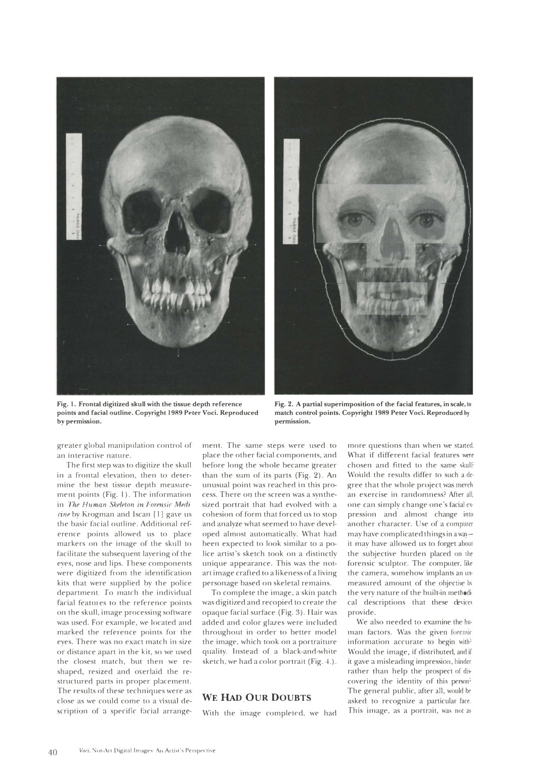Fig. 1. Frontal digitized skull with the tissue depth reference points and facial outline. Copyright 1989 Peter Voci. Reproduced by permission.

Fig. 2. A partial superimposition of the facial features, in scale, to match control points. Copyright 1989 Peter Voci. Reproduced by permission.

greater global manipulation control of an interactive nature.

The first step was to digitize the skull in a frontal elevation, then to determine the best tissue depth measurement points (Fig. 1). The information in *The Human Skeleton in Forensic Medicine* by Krogman and Iscan [1] gave us the basic facial outline. Additional reference points allowed us to place markers on the image of the skull to facilitate the subsequent layering of the eyes, nose and lips. These components were digitized from the identification kits that were supplied by the police department. To match the individual facial features to the reference points on the skull, image processing software was used. For example, we located and marked the reference points for the eyes. There was no exact match in size or distance apart in the kit, so we used the closest match, but then we reshaped, resized and overlaid the restructured parts in proper placement. The results of these techniques were as close as we could come to a visual description of a specific facial arrangement. The same steps were used to place the other facial components, and before long the whole became greater than the sum of its parts (Fig. 2). An unusual point was reached in this process. There on the screen was a synthesized portrait that had evolved with a cohesion of form that forced us to stop and analyze what seemed to have developed almost automatically. What had been expected to look similar to a police artist's sketch took on a distinctly unique appearance. This was the not-art image crafted to a likeness of a living personage based on skeletal remains.

To complete the image, a skin patch was digitized and recopied to create the opaque facial surface (Fig. 3). Hair was added and color glazes were included throughout in order to better model the image, which took on a portraiture quality. Instead of a black-and-white sketch, we had a color portrait (Fig. 4).

## We Had Our Doubts

With the image completed, we had more questions than when we started. What if different facial features were chosen and fitted to the same skull? Would the results differ to such a degree that the whole project was merely an exercise in randomness? After all, one can simply change one's facial expression and almost change into another character. Use of a computer may have complicated things in a way—it may have allowed us to forget about the subjective burden placed on the forensic sculptor. The computer, like the camera, somehow implants an unmeasured amount of the objective by the very nature of the built-in methodical descriptions that these devices provide.

We also needed to examine the human factors. Was the given forensic information accurate to begin with? Would the image, if distributed, and if it gave a misleading impression, hinder rather than help the prospect of discovering the identity of this person? The general public, after all, would be asked to recognize a particular face. This image, as a portrait, was not as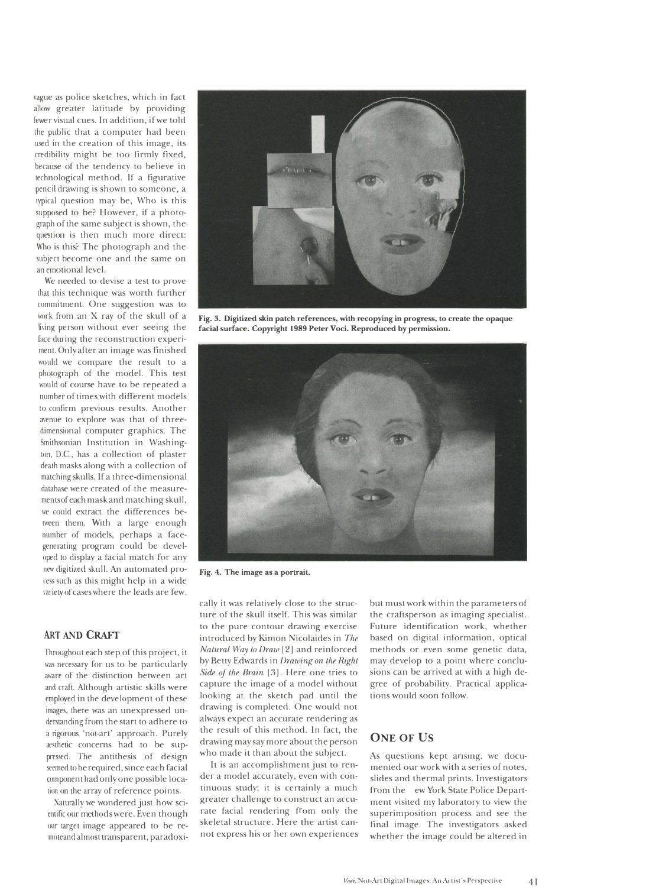vague as police sketches, which in fact allow greater latitude by providing fewer visual cues. In addition, if we told the public that a computer had been used in the creation of this image, its credibility might be too firmly fixed, because of the tendency to believe in technological method. If a figurative pencil drawing is shown to someone, a typical question may be, Who is this supposed to be? However, if a photograph of the same subject is shown, the question is then much more direct: Who is this? The photograph and the subject become one and the same on an emotional level.

We needed to devise a test to prove that this technique was worth further commitment. One suggestion was to work from an X ray of the skull of a living person without ever seeing the face during the reconstruction experiment. Only after an image was finished would we compare the result to a photograph of the model. This test would of course have to be repeated a number of times with different models to confirm previous results. Another avenue to explore was that of three-dimensional computer graphics. The Smithsonian Institution in Washington, D.C., has a collection of plaster death masks along with a collection of matching skulls. If a three-dimensional database were created of the measurements of each mask and matching skull, we could extract the differences between them. With a large enough number of models, perhaps a face-generating program could be developed to display a facial match for any new digitized skull. An automated process such as this might help in a wide variety of cases where the leads are few.

**Fig. 3. Digitized skin patch references, with recopying in progress, to create the opaque facial surface. Copyright 1989 Peter Voci. Reproduced by permission.**

**Fig. 4. The image as a portrait.**

## Art and Craft

Throughout each step of this project, it was necessary for us to be particularly aware of the distinction between art and craft. Although artistic skills were employed in the development of these images, there was an unexpressed understanding from the start to adhere to a rigorous 'not-art' approach. Purely aesthetic concerns had to be suppressed. The antithesis of design seemed to be required, since each facial component had only one possible location on the array of reference points.

Naturally we wondered just how scientific our methods were. Even though our target image appeared to be remote and almost transparent, paradoxically it was relatively close to the structure of the skull itself. This was similar to the pure contour drawing exercise introduced by Kimon Nicolaides in *The Natural Way to Draw* [2] and reinforced by Betty Edwards in *Drawing on the Right Side of the Brain* [3]. Here one tries to capture the image of a model without looking at the sketch pad until the drawing is completed. One would not always expect an accurate rendering as the result of this method. In fact, the drawing may say more about the person who made it than about the subject.

It is an accomplishment just to render a model accurately, even with continuous study; it is certainly a much greater challenge to construct an accurate facial rendering from only the skeletal structure. Here the artist cannot express his or her own experiences but must work within the parameters of the craftsperson as imaging specialist. Future identification work, whether based on digital information, optical methods or even some genetic data, may develop to a point where conclusions can be arrived at with a high degree of probability. Practical applications would soon follow.

## One of Us

As questions kept arising, we documented our work with a series of notes, slides and thermal prints. Investigators from the ew York State Police Department visited my laboratory to view the superimposition process and see the final image. The investigators asked whether the image could be altered in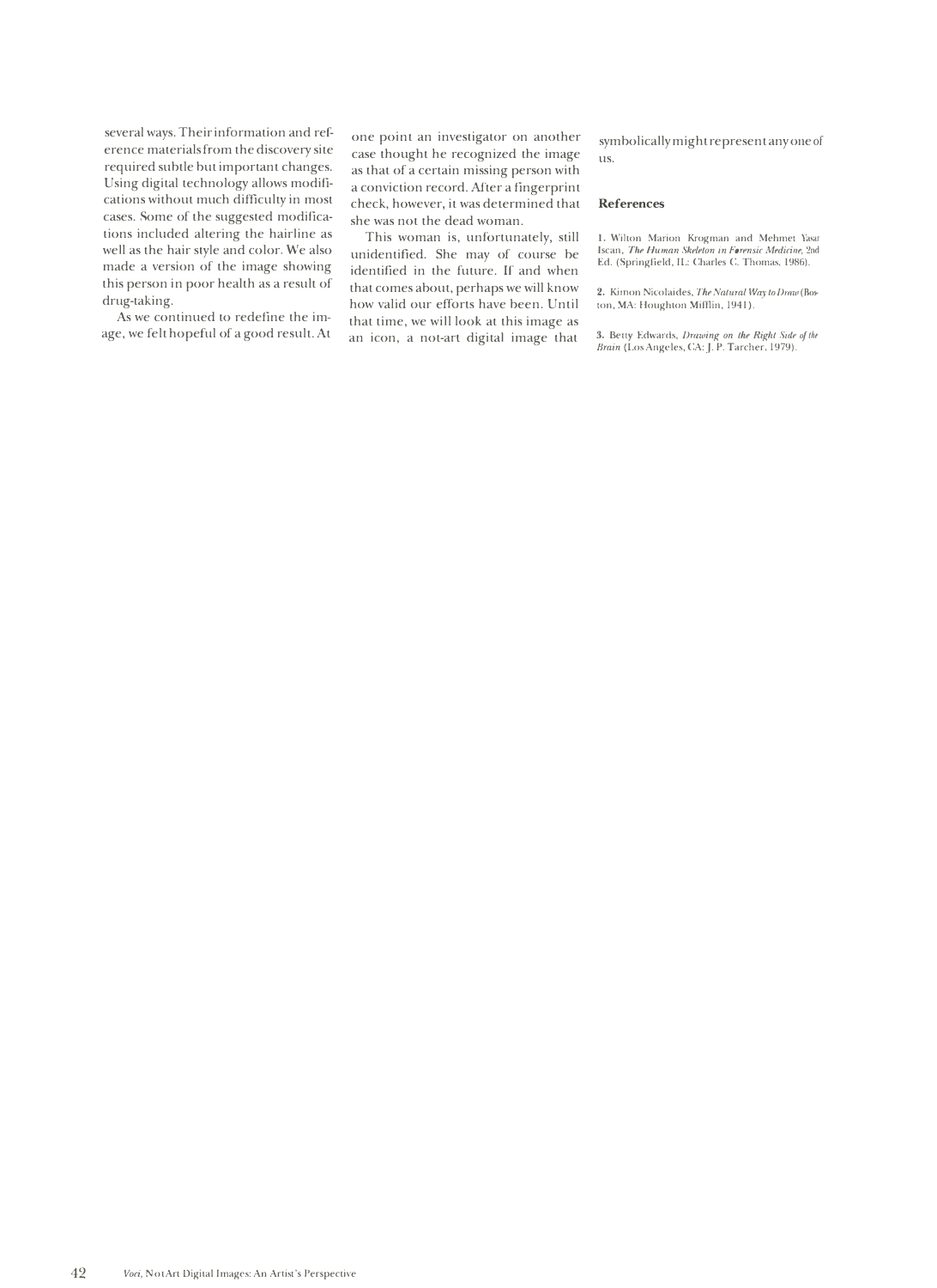several ways. Their information and reference materials from the discovery site required subtle but important changes. Using digital technology allows modifications without much difficulty in most cases. Some of the suggested modifications included altering the hairline as well as the hair style and color. We also made a version of the image showing this person in poor health as a result of drug-taking.

As we continued to redefine the image, we felt hopeful of a good result. At one point an investigator on another case thought he recognized the image as that of a certain missing person with a conviction record. After a fingerprint check, however, it was determined that she was not the dead woman.

This woman is, unfortunately, still unidentified. She may of course be identified in the future. If and when that comes about, perhaps we will know how valid our efforts have been. Until that time, we will look at this image as an icon, a not-art digital image that symbolically might represent any one of us.

## References

1. Wilton Marion Krogman and Mehmet Yasar Iscan, *The Human Skeleton in Forensic Medicine*, 2nd Ed. (Springfield, IL: Charles C. Thomas, 1986).

2. Kimon Nicolaides, *The Natural Way to Draw* (Boston, MA: Houghton Mifflin, 1941).

3. Betty Edwards, *Drawing on the Right Side of the Brain* (Los Angeles, CA: J. P. Tarcher, 1979).